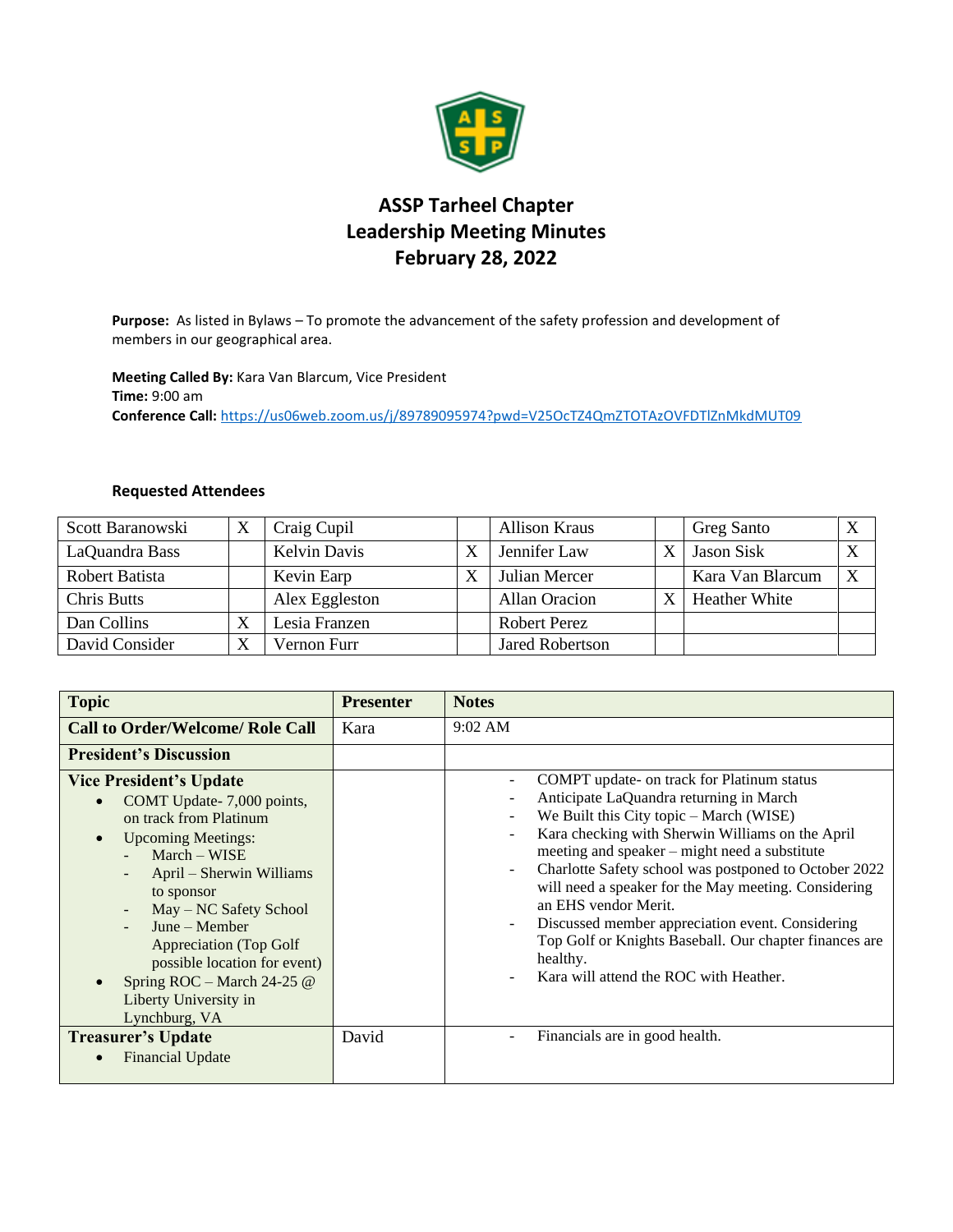# ASSP Tarheel Chapter
## Leadership Meeting Minutes
## February 28, 2022

**Purpose:** As listed in Bylaws – To promote the advancement of the safety profession and development of members in our geographical area.

**Meeting Called By:** Kara Van Blarcum, Vice President
**Time:** 9:00 am
**Conference Call:** https://us06web.zoom.us/j/89789095974?pwd=V25OcTZ4QmZTOTAzOVFDTlZnMkdMUT09

### Requested Attendees

| | | | | | | | |
|---|---|---|---|---|---|---|---|
| Scott Baranowski | X | Craig Cupil | | Allison Kraus | | Greg Santo | X |
| LaQuandra Bass | | Kelvin Davis | X | Jennifer Law | X | Jason Sisk | X |
| Robert Batista | | Kevin Earp | X | Julian Mercer | | Kara Van Blarcum | X |
| Chris Butts | | Alex Eggleston | | Allan Oracion | X | Heather White | |
| Dan Collins | X | Lesia Franzen | | Robert Perez | | | |
| David Consider | X | Vernon Furr | | Jared Robertson | | | |

| Topic | Presenter | Notes |
|---|---|---|
| **Call to Order/Welcome/ Role Call** | Kara | 9:02 AM |
| **President's Discussion** | | |
| **Vice President's Update**<br>• COMT Update- 7,000 points, on track from Platinum<br>• Upcoming Meetings:<br>- March – WISE<br>- April – Sherwin Williams to sponsor<br>- May – NC Safety School<br>- June – Member Appreciation (Top Golf possible location for event)<br>• Spring ROC – March 24-25 @ Liberty University in Lynchburg, VA | | - COMPT update- on track for Platinum status<br>- Anticipate LaQuandra returning in March<br>- We Built this City topic – March (WISE)<br>- Kara checking with Sherwin Williams on the April meeting and speaker – might need a substitute<br>- Charlotte Safety school was postponed to October 2022 will need a speaker for the May meeting. Considering an EHS vendor Merit.<br>- Discussed member appreciation event. Considering Top Golf or Knights Baseball. Our chapter finances are healthy.<br>- Kara will attend the ROC with Heather. |
| **Treasurer's Update**<br>• Financial Update | David | - Financials are in good health. |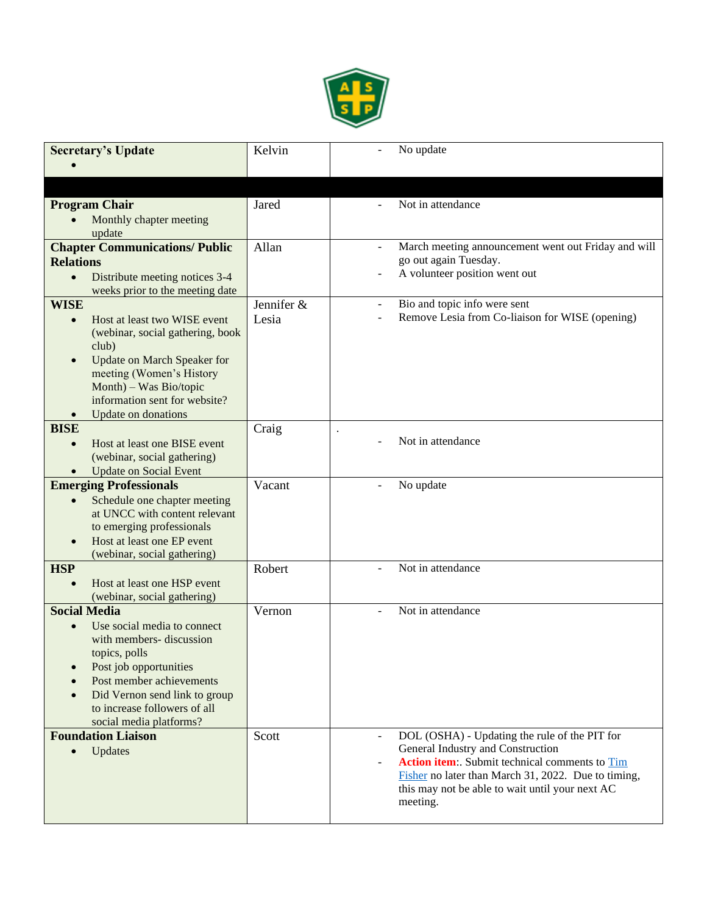| | | |
|---|---|---|
| **Secretary's Update**<br>• | Kelvin | - No update |
| | | |
| **Program Chair**<br>• Monthly chapter meeting update | Jared | - Not in attendance |
| **Chapter Communications/ Public Relations**<br>• Distribute meeting notices 3-4 weeks prior to the meeting date | Allan | - March meeting announcement went out Friday and will go out again Tuesday.<br>- A volunteer position went out |
| **WISE**<br>• Host at least two WISE event (webinar, social gathering, book club)<br>• Update on March Speaker for meeting (Women's History Month) – Was Bio/topic information sent for website?<br>• Update on donations | Jennifer & Lesia | - Bio and topic info were sent<br>- Remove Lesia from Co-liaison for WISE (opening) |
| **BISE**<br>• Host at least one BISE event (webinar, social gathering)<br>• Update on Social Event | Craig | .<br>- Not in attendance |
| **Emerging Professionals**<br>• Schedule one chapter meeting at UNCC with content relevant to emerging professionals<br>• Host at least one EP event (webinar, social gathering) | Vacant | - No update |
| **HSP**<br>• Host at least one HSP event (webinar, social gathering) | Robert | - Not in attendance |
| **Social Media**<br>• Use social media to connect with members- discussion topics, polls<br>• Post job opportunities<br>• Post member achievements<br>• Did Vernon send link to group to increase followers of all social media platforms? | Vernon | - Not in attendance |
| **Foundation Liaison**<br>• Updates | Scott | - DOL (OSHA) - Updating the rule of the PIT for General Industry and Construction<br>- **Action item**:. Submit technical comments to Tim Fisher no later than March 31, 2022. Due to timing, this may not be able to wait until your next AC meeting. |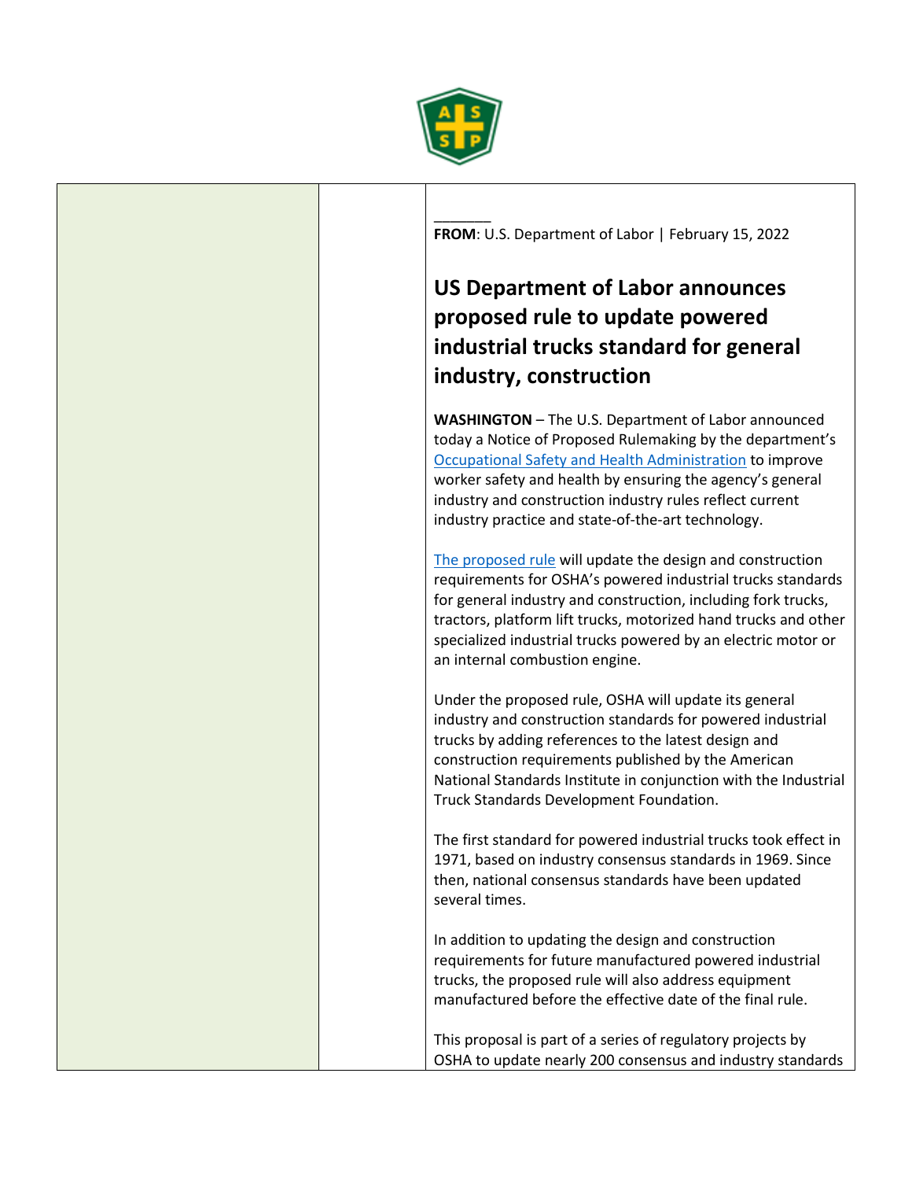**FROM**: U.S. Department of Labor | February 15, 2022

## US Department of Labor announces proposed rule to update powered industrial trucks standard for general industry, construction

**WASHINGTON** – The U.S. Department of Labor announced today a Notice of Proposed Rulemaking by the department's Occupational Safety and Health Administration to improve worker safety and health by ensuring the agency's general industry and construction industry rules reflect current industry practice and state-of-the-art technology.

The proposed rule will update the design and construction requirements for OSHA's powered industrial trucks standards for general industry and construction, including fork trucks, tractors, platform lift trucks, motorized hand trucks and other specialized industrial trucks powered by an electric motor or an internal combustion engine.

Under the proposed rule, OSHA will update its general industry and construction standards for powered industrial trucks by adding references to the latest design and construction requirements published by the American National Standards Institute in conjunction with the Industrial Truck Standards Development Foundation.

The first standard for powered industrial trucks took effect in 1971, based on industry consensus standards in 1969. Since then, national consensus standards have been updated several times.

In addition to updating the design and construction requirements for future manufactured powered industrial trucks, the proposed rule will also address equipment manufactured before the effective date of the final rule.

This proposal is part of a series of regulatory projects by OSHA to update nearly 200 consensus and industry standards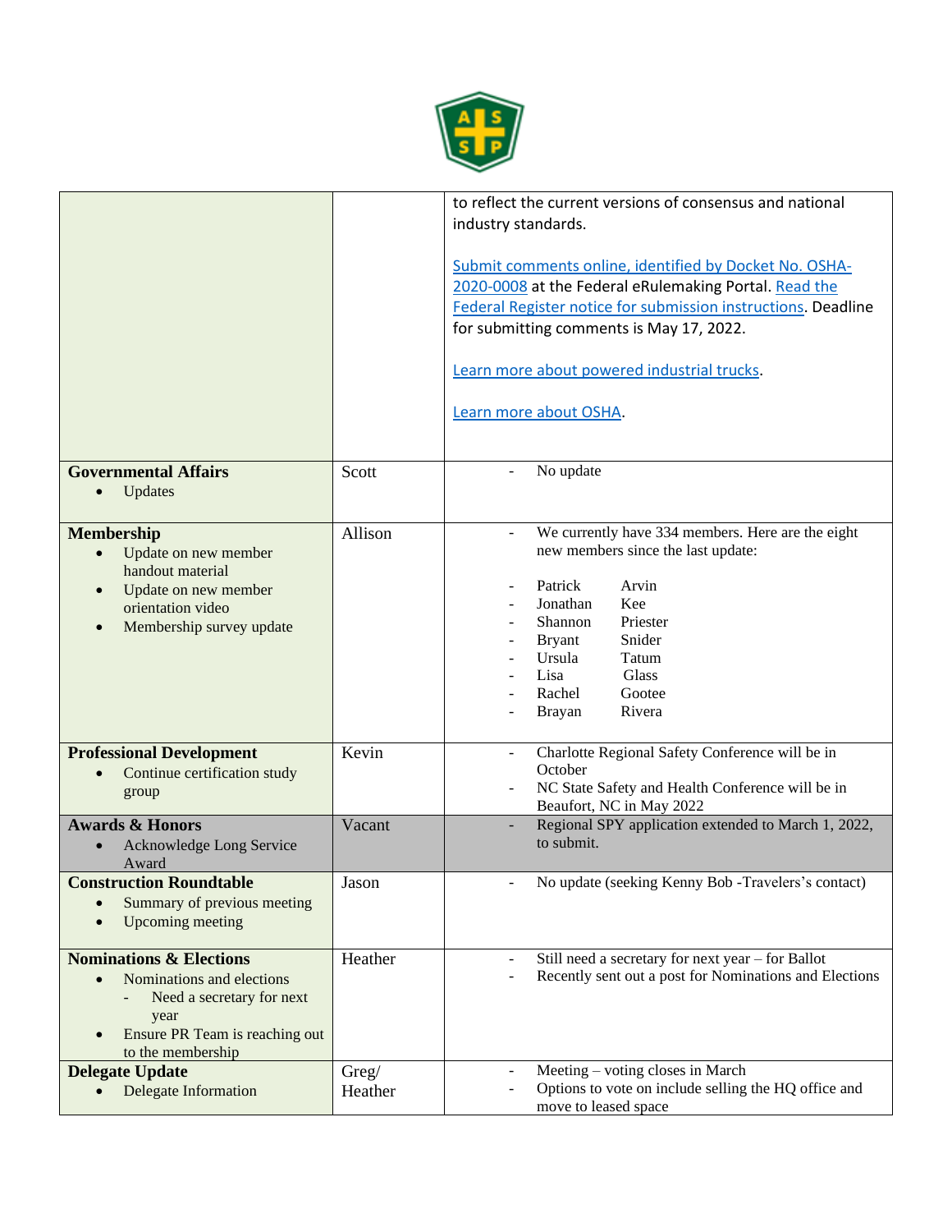| | | |
|---|---|---|
| | | to reflect the current versions of consensus and national industry standards.<br><br>Submit comments online, identified by Docket No. OSHA-2020-0008 at the Federal eRulemaking Portal. Read the Federal Register notice for submission instructions. Deadline for submitting comments is May 17, 2022.<br><br>Learn more about powered industrial trucks.<br><br>Learn more about OSHA. |
| **Governmental Affairs**<br>• Updates | Scott | - No update |
| **Membership**<br>• Update on new member handout material<br>• Update on new member orientation video<br>• Membership survey update | Allison | - We currently have 334 members. Here are the eight new members since the last update:<br><br>- Patrick Arvin<br>- Jonathan Kee<br>- Shannon Priester<br>- Bryant Snider<br>- Ursula Tatum<br>- Lisa Glass<br>- Rachel Gootee<br>- Brayan Rivera |
| **Professional Development**<br>• Continue certification study group | Kevin | - Charlotte Regional Safety Conference will be in October<br>- NC State Safety and Health Conference will be in Beaufort, NC in May 2022 |
| **Awards & Honors**<br>• Acknowledge Long Service Award | Vacant | - Regional SPY application extended to March 1, 2022, to submit. |
| **Construction Roundtable**<br>• Summary of previous meeting<br>• Upcoming meeting | Jason | - No update (seeking Kenny Bob -Travelers's contact) |
| **Nominations & Elections**<br>• Nominations and elections<br>  - Need a secretary for next year<br>• Ensure PR Team is reaching out to the membership | Heather | - Still need a secretary for next year – for Ballot<br>- Recently sent out a post for Nominations and Elections |
| **Delegate Update**<br>• Delegate Information | Greg/ Heather | - Meeting – voting closes in March<br>- Options to vote on include selling the HQ office and move to leased space |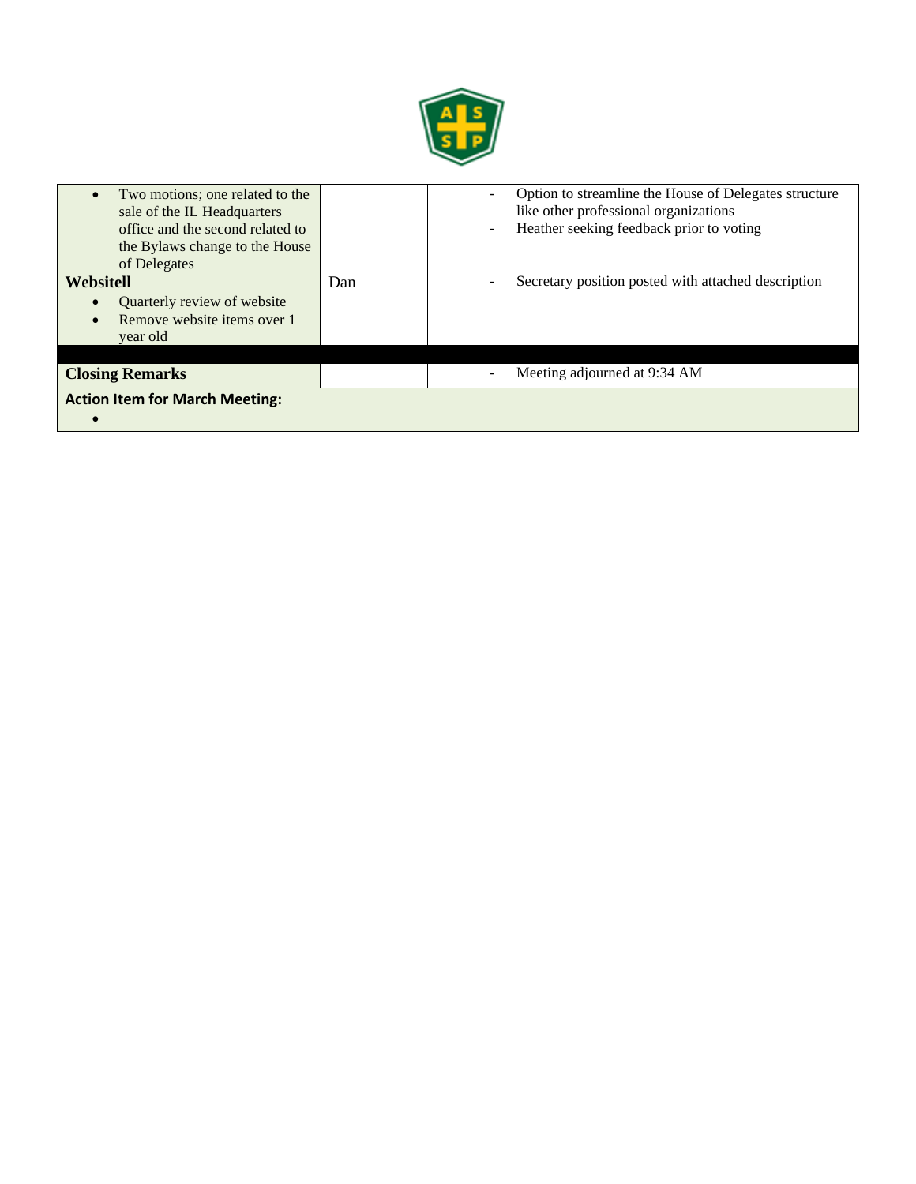| | | |
|---|---|---|
| • Two motions; one related to the sale of the IL Headquarters office and the second related to the Bylaws change to the House of Delegates | | - Option to streamline the House of Delegates structure like other professional organizations<br>- Heather seeking feedback prior to voting |
| **Websitell**<br>• Quarterly review of website<br>• Remove website items over 1 year old | Dan | - Secretary position posted with attached description |
| | | |
| **Closing Remarks** | | - Meeting adjourned at 9:34 AM |

**Action Item for March Meeting:**

•